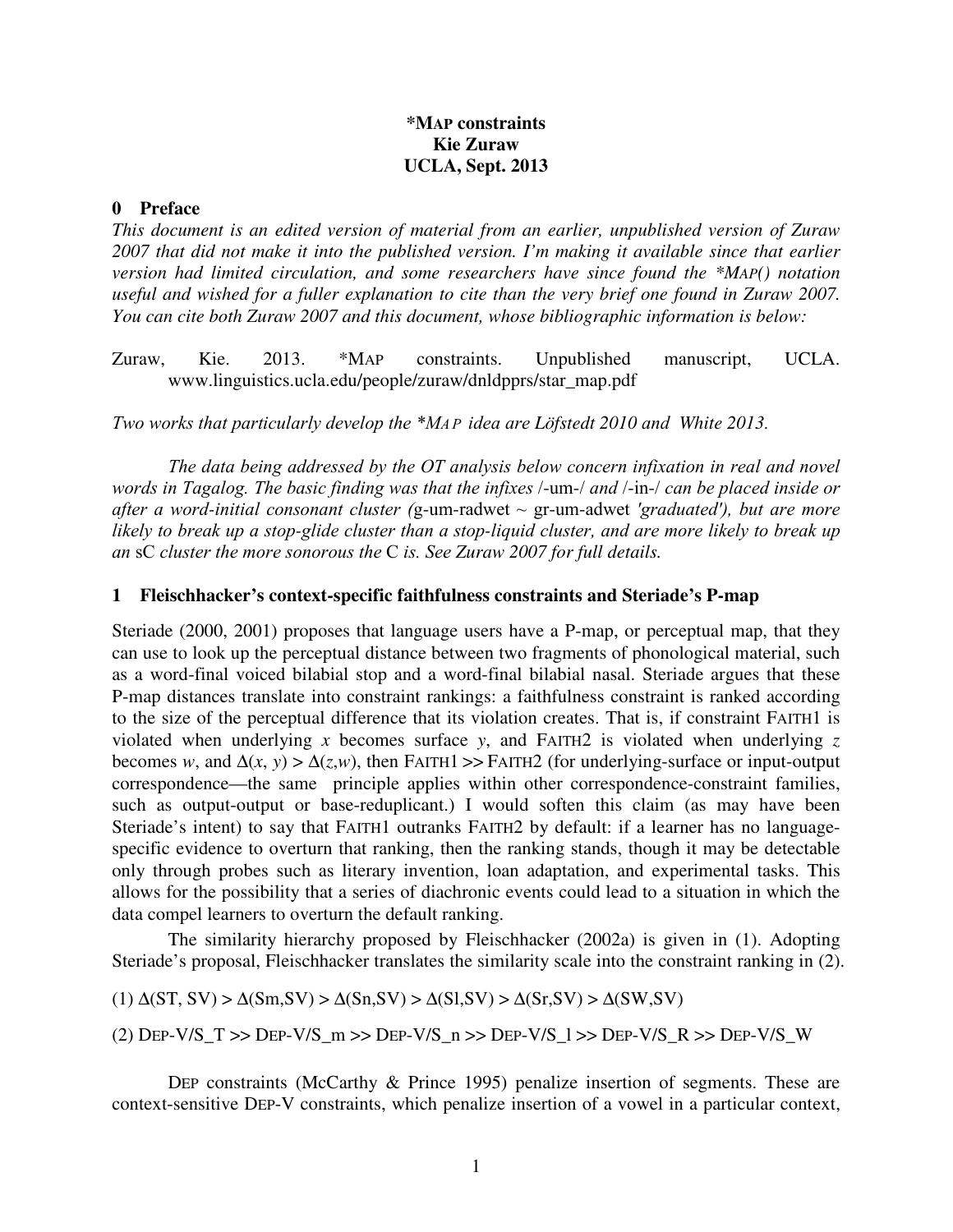# *MAP constraints

**Kie Zuraw**
**UCLA, Sept. 2013**

## 0 Preface

*This document is an edited version of material from an earlier, unpublished version of Zuraw 2007 that did not make it into the published version. I'm making it available since that earlier version had limited circulation, and some researchers have since found the *MAP() notation useful and wished for a fuller explanation to cite than the very brief one found in Zuraw 2007. You can cite both Zuraw 2007 and this document, whose bibliographic information is below:*

Zuraw, Kie. 2013. *MAP constraints. Unpublished manuscript, UCLA. www.linguistics.ucla.edu/people/zuraw/dnldpprs/star_map.pdf

*Two works that particularly develop the *MAP idea are Löfstedt 2010 and White 2013.*

*The data being addressed by the OT analysis below concern infixation in real and novel words in Tagalog. The basic finding was that the infixes* /-um-/ *and* /-in-/ *can be placed inside or after a word-initial consonant cluster (*g-um-radwet ~ gr-um-adwet *'graduated'), but are more likely to break up a stop-glide cluster than a stop-liquid cluster, and are more likely to break up an* sC *cluster the more sonorous the* C *is. See Zuraw 2007 for full details.*

## 1 Fleischhacker's context-specific faithfulness constraints and Steriade's P-map

Steriade (2000, 2001) proposes that language users have a P-map, or perceptual map, that they can use to look up the perceptual distance between two fragments of phonological material, such as a word-final voiced bilabial stop and a word-final bilabial nasal. Steriade argues that these P-map distances translate into constraint rankings: a faithfulness constraint is ranked according to the size of the perceptual difference that its violation creates. That is, if constraint FAITH1 is violated when underlying $x$ becomes surface $y$, and FAITH2 is violated when underlying $z$ becomes $w$, and $\Delta(x, y) > \Delta(z,w)$, then FAITH1 >> FAITH2 (for underlying-surface or input-output correspondence—the same principle applies within other correspondence-constraint families, such as output-output or base-reduplicant.) I would soften this claim (as may have been Steriade's intent) to say that FAITH1 outranks FAITH2 by default: if a learner has no language-specific evidence to overturn that ranking, then the ranking stands, though it may be detectable only through probes such as literary invention, loan adaptation, and experimental tasks. This allows for the possibility that a series of diachronic events could lead to a situation in which the data compel learners to overturn the default ranking.

The similarity hierarchy proposed by Fleischhacker (2002a) is given in (1). Adopting Steriade's proposal, Fleischhacker translates the similarity scale into the constraint ranking in (2).

(1) $\Delta(\text{ST, SV}) > \Delta(\text{Sm,SV}) > \Delta(\text{Sn,SV}) > \Delta(\text{Sl,SV}) > \Delta(\text{Sr,SV}) > \Delta(\text{SW,SV})$

(2) DEP-V/S_T >> DEP-V/S_m >> DEP-V/S_n >> DEP-V/S_l >> DEP-V/S_R >> DEP-V/S_W

DEP constraints (McCarthy & Prince 1995) penalize insertion of segments. These are context-sensitive DEP-V constraints, which penalize insertion of a vowel in a particular context,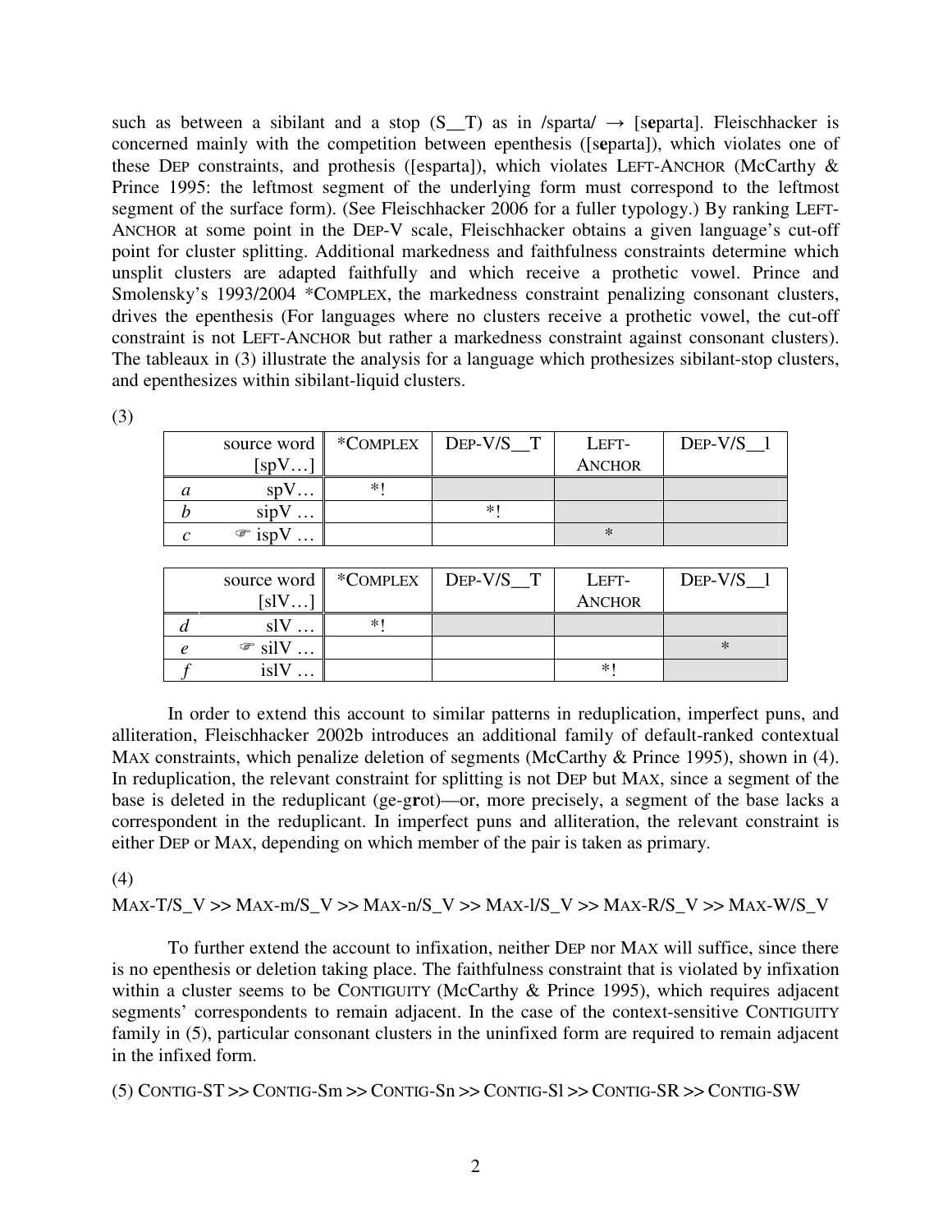such as between a sibilant and a stop (S__T) as in /sparta/ → [s**e**parta]. Fleischhacker is concerned mainly with the competition between epenthesis ([s**e**parta]), which violates one of these DEP constraints, and prothesis ([esparta]), which violates LEFT-ANCHOR (McCarthy & Prince 1995: the leftmost segment of the underlying form must correspond to the leftmost segment of the surface form). (See Fleischhacker 2006 for a fuller typology.) By ranking LEFT-ANCHOR at some point in the DEP-V scale, Fleischhacker obtains a given language's cut-off point for cluster splitting. Additional markedness and faithfulness constraints determine which unsplit clusters are adapted faithfully and which receive a prothetic vowel. Prince and Smolensky's 1993/2004 *COMPLEX, the markedness constraint penalizing consonant clusters, drives the epenthesis (For languages where no clusters receive a prothetic vowel, the cut-off constraint is not LEFT-ANCHOR but rather a markedness constraint against consonant clusters). The tableaux in (3) illustrate the analysis for a language which prothesizes sibilant-stop clusters, and epenthesizes within sibilant-liquid clusters.

(3)

| | source word [spV…] | *COMPLEX | DEP-V/S__T | LEFT-ANCHOR | DEP-V/S__l |
|---|---|---|---|---|---|
| *a* | spV… | *! | | | |
| *b* | sipV … | | *! | | |
| *c* | ☞ ispV … | | | * | |

| | source word [slV…] | *COMPLEX | DEP-V/S__T | LEFT-ANCHOR | DEP-V/S__l |
|---|---|---|---|---|---|
| *d* | slV … | *! | | | |
| *e* | ☞ silV … | | | | * |
| *f* | islV … | | | *! | |

In order to extend this account to similar patterns in reduplication, imperfect puns, and alliteration, Fleischhacker 2002b introduces an additional family of default-ranked contextual MAX constraints, which penalize deletion of segments (McCarthy & Prince 1995), shown in (4). In reduplication, the relevant constraint for splitting is not DEP but MAX, since a segment of the base is deleted in the reduplicant (ge-g**r**ot)—or, more precisely, a segment of the base lacks a correspondent in the reduplicant. In imperfect puns and alliteration, the relevant constraint is either DEP or MAX, depending on which member of the pair is taken as primary.

(4)

MAX-T/S_V >> MAX-m/S_V >> MAX-n/S_V >> MAX-l/S_V >> MAX-R/S_V >> MAX-W/S_V

To further extend the account to infixation, neither DEP nor MAX will suffice, since there is no epenthesis or deletion taking place. The faithfulness constraint that is violated by infixation within a cluster seems to be CONTIGUITY (McCarthy & Prince 1995), which requires adjacent segments' correspondents to remain adjacent. In the case of the context-sensitive CONTIGUITY family in (5), particular consonant clusters in the uninfixed form are required to remain adjacent in the infixed form.

(5) CONTIG-ST >> CONTIG-Sm >> CONTIG-Sn >> CONTIG-Sl >> CONTIG-SR >> CONTIG-SW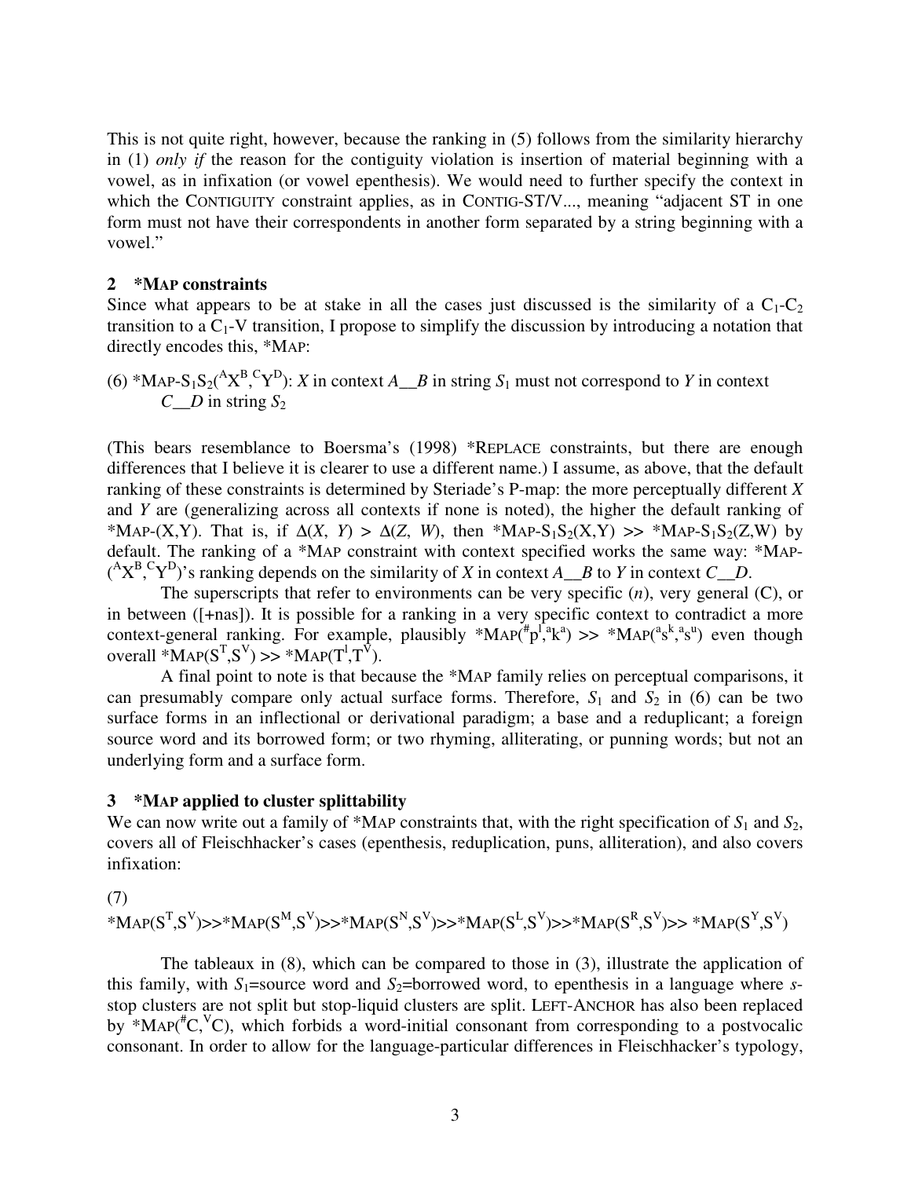This is not quite right, however, because the ranking in (5) follows from the similarity hierarchy in (1) *only if* the reason for the contiguity violation is insertion of material beginning with a vowel, as in infixation (or vowel epenthesis). We would need to further specify the context in which the CONTIGUITY constraint applies, as in CONTIG-ST/V..., meaning "adjacent ST in one form must not have their correspondents in another form separated by a string beginning with a vowel."

## 2 *MAP constraints

Since what appears to be at stake in all the cases just discussed is the similarity of a $C_1$-$C_2$ transition to a $C_1$-V transition, I propose to simplify the discussion by introducing a notation that directly encodes this, *MAP:

(6) *MAP-$S_1S_2$($^AX^B$,$^CY^D$): *X* in context *A__B* in string $S_1$ must not correspond to *Y* in context *C__D* in string $S_2$

(This bears resemblance to Boersma's (1998) *REPLACE constraints, but there are enough differences that I believe it is clearer to use a different name.) I assume, as above, that the default ranking of these constraints is determined by Steriade's P-map: the more perceptually different *X* and *Y* are (generalizing across all contexts if none is noted), the higher the default ranking of *MAP-(X,Y). That is, if $\Delta(X, Y) > \Delta(Z, W)$, then *MAP-$S_1S_2$(X,Y) >> *MAP-$S_1S_2$(Z,W) by default. The ranking of a *MAP constraint with context specified works the same way: *MAP-($^AX^B$,$^CY^D$)'s ranking depends on the similarity of *X* in context *A__B* to *Y* in context *C__D*.

The superscripts that refer to environments can be very specific (*n*), very general (C), or in between ([+nas]). It is possible for a ranking in a very specific context to contradict a more context-general ranking. For example, plausibly *MAP($^{\#}p^{l}$,$^{a}k^{a}$) >> *MAP($^{a}s^{k}$,$^{a}s^{u}$) even though overall *MAP($S^T$,$S^V$) >> *MAP($T^l$,$T^V$).

A final point to note is that because the *MAP family relies on perceptual comparisons, it can presumably compare only actual surface forms. Therefore, $S_1$ and $S_2$ in (6) can be two surface forms in an inflectional or derivational paradigm; a base and a reduplicant; a foreign source word and its borrowed form; or two rhyming, alliterating, or punning words; but not an underlying form and a surface form.

## 3 *MAP applied to cluster splittability

We can now write out a family of *MAP constraints that, with the right specification of $S_1$ and $S_2$, covers all of Fleischhacker's cases (epenthesis, reduplication, puns, alliteration), and also covers infixation:

(7)
*MAP($S^T$,$S^V$)>>*MAP($S^M$,$S^V$)>>*MAP($S^N$,$S^V$)>>*MAP($S^L$,$S^V$)>>*MAP($S^R$,$S^V$)>> *MAP($S^Y$,$S^V$)

The tableaux in (8), which can be compared to those in (3), illustrate the application of this family, with $S_1$=source word and $S_2$=borrowed word, to epenthesis in a language where *s*-stop clusters are not split but stop-liquid clusters are split. LEFT-ANCHOR has also been replaced by *MAP($^{\#}C$,$^{V}C$), which forbids a word-initial consonant from corresponding to a postvocalic consonant. In order to allow for the language-particular differences in Fleischhacker's typology,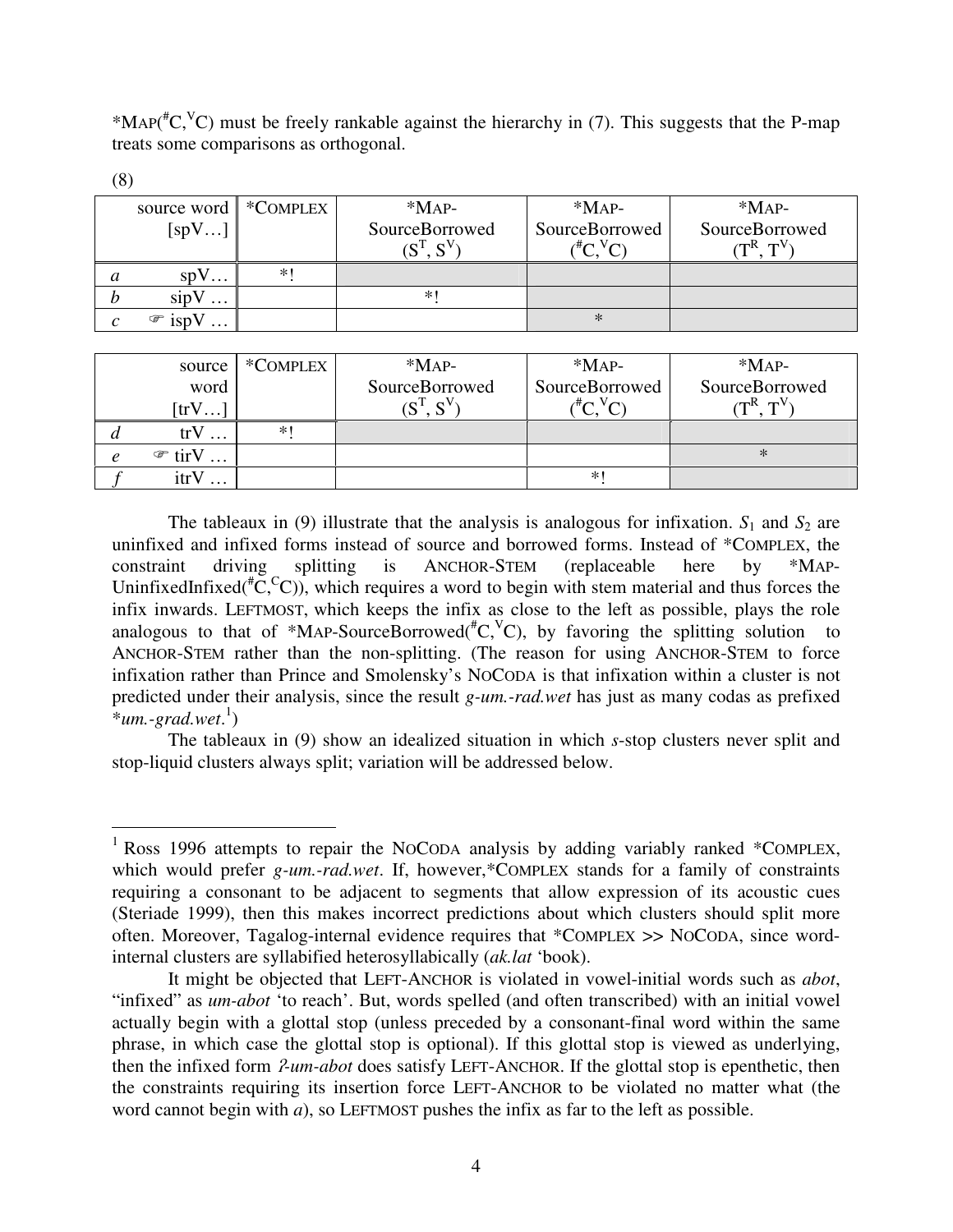*MAP($^{\#}$C,$^{V}$C) must be freely rankable against the hierarchy in (7). This suggests that the P-map treats some comparisons as orthogonal.

(8)

| | source word [spV…] | *COMPLEX | *MAP-SourceBorrowed ($S^T$, $S^V$) | *MAP-SourceBorrowed ($^{\#}C$, $^{V}C$) | *MAP-SourceBorrowed ($T^R$, $T^V$) |
|---|---|---|---|---|---|
| *a* | spV… | *! | | | |
| *b* | sipV … | | *! | | |
| *c* | ☞ ispV … | | | * | |

| | source word [trV…] | *COMPLEX | *MAP-SourceBorrowed ($S^T$, $S^V$) | *MAP-SourceBorrowed ($^{\#}C$, $^{V}C$) | *MAP-SourceBorrowed ($T^R$, $T^V$) |
|---|---|---|---|---|---|
| *d* | trV … | *! | | | |
| *e* | ☞ tirV … | | | | * |
| *f* | itrV … | | | *! | |

The tableaux in (9) illustrate that the analysis is analogous for infixation. $S_1$ and $S_2$ are uninfixed and infixed forms instead of source and borrowed forms. Instead of *COMPLEX, the constraint driving splitting is ANCHOR-STEM (replaceable here by *MAP-UninfixedInfixed($^{\#}$C,$^{C}$C)), which requires a word to begin with stem material and thus forces the infix inwards. LEFTMOST, which keeps the infix as close to the left as possible, plays the role analogous to that of *MAP-SourceBorrowed($^{\#}$C,$^{V}$C), by favoring the splitting solution to ANCHOR-STEM rather than the non-splitting. (The reason for using ANCHOR-STEM to force infixation rather than Prince and Smolensky's NOCODA is that infixation within a cluster is not predicted under their analysis, since the result *g-um.-rad.wet* has just as many codas as prefixed **um.-grad.wet*.[1])

The tableaux in (9) show an idealized situation in which *s*-stop clusters never split and stop-liquid clusters always split; variation will be addressed below.

---

[1] Ross 1996 attempts to repair the NOCODA analysis by adding variably ranked *COMPLEX, which would prefer *g-um.-rad.wet*. If, however,*COMPLEX stands for a family of constraints requiring a consonant to be adjacent to segments that allow expression of its acoustic cues (Steriade 1999), then this makes incorrect predictions about which clusters should split more often. Moreover, Tagalog-internal evidence requires that *COMPLEX >> NOCODA, since word-internal clusters are syllabified heterosyllabically (*ak.lat* 'book).

It might be objected that LEFT-ANCHOR is violated in vowel-initial words such as *abot*, "infixed" as *um-abot* 'to reach'. But, words spelled (and often transcribed) with an initial vowel actually begin with a glottal stop (unless preceded by a consonant-final word within the same phrase, in which case the glottal stop is optional). If this glottal stop is viewed as underlying, then the infixed form *ʔ-um-abot* does satisfy LEFT-ANCHOR. If the glottal stop is epenthetic, then the constraints requiring its insertion force LEFT-ANCHOR to be violated no matter what (the word cannot begin with *a*), so LEFTMOST pushes the infix as far to the left as possible.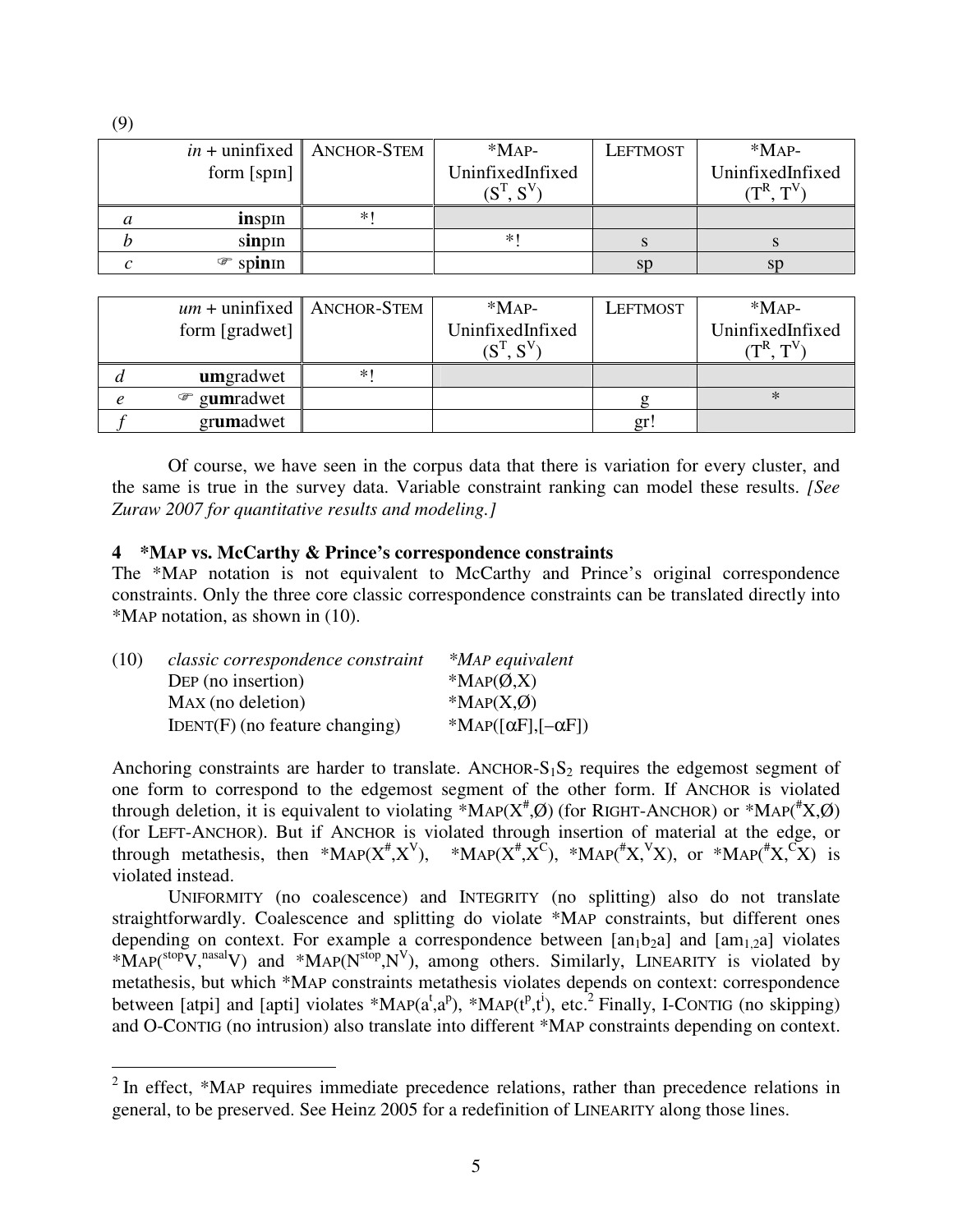(9)

| | *in* + uninfixed form [spɪn] | ANCHOR-STEM | *MAP-UninfixedInfixed ($S^T$, $S^V$) | LEFTMOST | *MAP-UninfixedInfixed ($T^R$, $T^V$) |
|---|---|---|---|---|---|
| *a* | **in**spɪn | *! | | | |
| *b* | s**in**pɪn | | *! | s | s |
| *c* | ☞ sp**in**ɪn | | | sp | sp |

| | *um* + uninfixed form [gradwet] | ANCHOR-STEM | *MAP-UninfixedInfixed ($S^T$, $S^V$) | LEFTMOST | *MAP-UninfixedInfixed ($T^R$, $T^V$) |
|---|---|---|---|---|---|
| *d* | **um**gradwet | *! | | | |
| *e* | ☞ g**um**radwet | | | g | * |
| *f* | gr**um**adwet | | | gr! | |

Of course, we have seen in the corpus data that there is variation for every cluster, and the same is true in the survey data. Variable constraint ranking can model these results. *[See Zuraw 2007 for quantitative results and modeling.]*

#### 4 *MAP vs. McCarthy & Prince's correspondence constraints

The *MAP notation is not equivalent to McCarthy and Prince's original correspondence constraints. Only the three core classic correspondence constraints can be translated directly into *MAP notation, as shown in (10).

(10)

| *classic correspondence constraint* | **MAP equivalent* |
|---|---|
| DEP (no insertion) | *MAP(Ø,X) |
| MAX (no deletion) | *MAP(X,Ø) |
| IDENT(F) (no feature changing) | *MAP([αF],[–αF]) |

Anchoring constraints are harder to translate. ANCHOR-$S_1S_2$ requires the edgemost segment of one form to correspond to the edgemost segment of the other form. If ANCHOR is violated through deletion, it is equivalent to violating *MAP($X^\#$,Ø) (for RIGHT-ANCHOR) or *MAP($^\#X$,Ø) (for LEFT-ANCHOR). But if ANCHOR is violated through insertion of material at the edge, or through metathesis, then *MAP($X^\#$,$X^V$), *MAP($X^\#$,$X^C$), *MAP($^\#X$,$^VX$), or *MAP($^\#X$,$^CX$) is violated instead.

UNIFORMITY (no coalescence) and INTEGRITY (no splitting) also do not translate straightforwardly. Coalescence and splitting do violate *MAP constraints, but different ones depending on context. For example a correspondence between [a$n_1$$b_2$a] and [a$m_{1,2}$a] violates *MAP($^{stop}$V,$^{nasal}$V) and *MAP($N^{stop}$,$N^V$), among others. Similarly, LINEARITY is violated by metathesis, but which *MAP constraints metathesis violates depends on context: correspondence between [atpi] and [apti] violates *MAP($a^t$,$a^p$), *MAP($t^p$,$t^i$), etc.[2] Finally, I-CONTIG (no skipping) and O-CONTIG (no intrusion) also translate into different *MAP constraints depending on context.

---

[2] In effect, *MAP requires immediate precedence relations, rather than precedence relations in general, to be preserved. See Heinz 2005 for a redefinition of LINEARITY along those lines.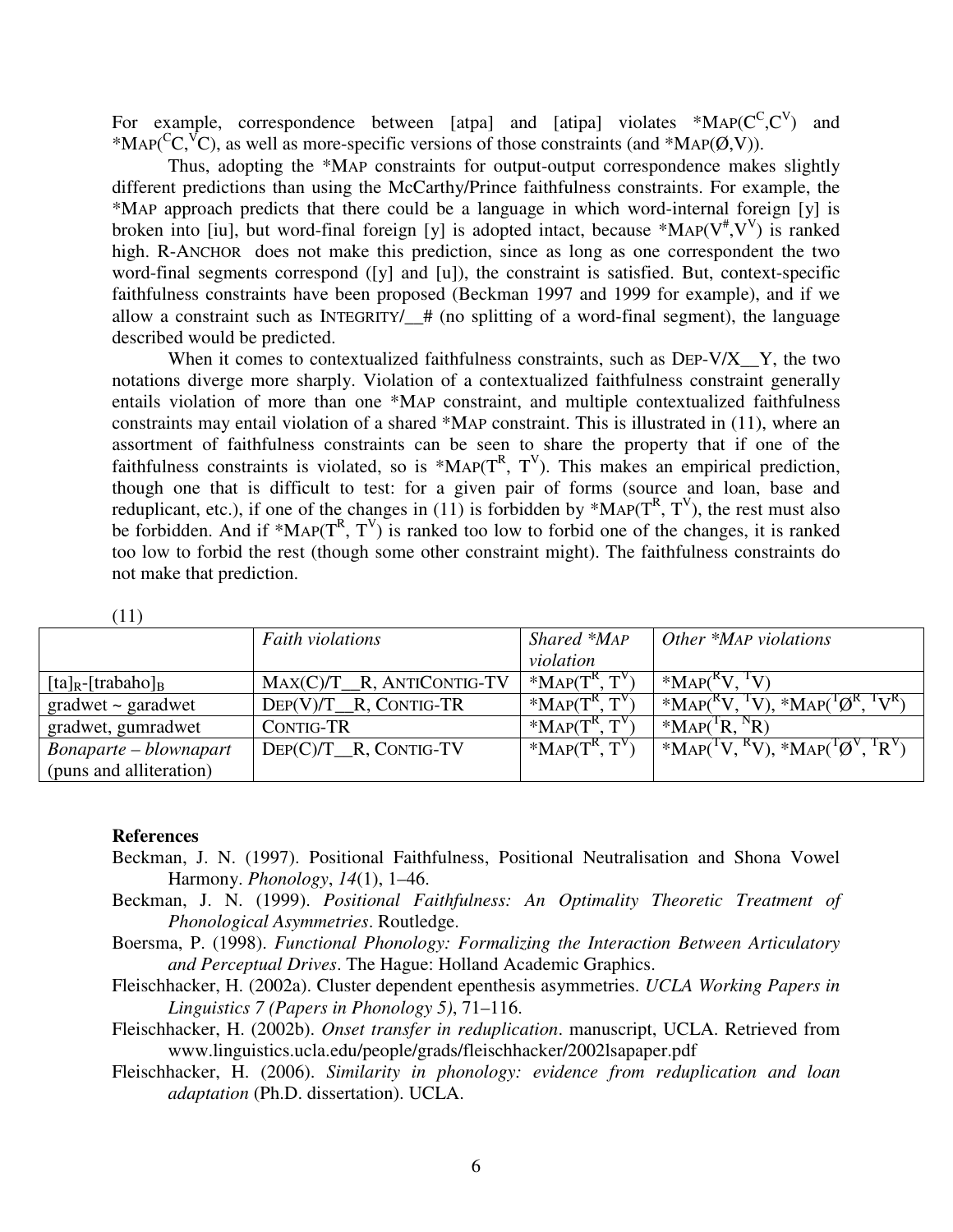For example, correspondence between [atpa] and [atipa] violates *MAP($C^C$,$C^V$) and *MAP($^C$C,$^V$C), as well as more-specific versions of those constraints (and *MAP(Ø,V)).

Thus, adopting the *MAP constraints for output-output correspondence makes slightly different predictions than using the McCarthy/Prince faithfulness constraints. For example, the *MAP approach predicts that there could be a language in which word-internal foreign [y] is broken into [iu], but word-final foreign [y] is adopted intact, because *MAP($V^\#$,$V^V$) is ranked high. R-ANCHOR does not make this prediction, since as long as one correspondent the two word-final segments correspond ([y] and [u]), the constraint is satisfied. But, context-specific faithfulness constraints have been proposed (Beckman 1997 and 1999 for example), and if we allow a constraint such as INTEGRITY/__# (no splitting of a word-final segment), the language described would be predicted.

When it comes to contextualized faithfulness constraints, such as DEP-V/X__Y, the two notations diverge more sharply. Violation of a contextualized faithfulness constraint generally entails violation of more than one *MAP constraint, and multiple contextualized faithfulness constraints may entail violation of a shared *MAP constraint. This is illustrated in (11), where an assortment of faithfulness constraints can be seen to share the property that if one of the faithfulness constraints is violated, so is *MAP($T^R$, $T^V$). This makes an empirical prediction, though one that is difficult to test: for a given pair of forms (source and loan, base and reduplicant, etc.), if one of the changes in (11) is forbidden by *MAP($T^R$, $T^V$), the rest must also be forbidden. And if *MAP($T^R$, $T^V$) is ranked too low to forbid one of the changes, it is ranked too low to forbid the rest (though some other constraint might). The faithfulness constraints do not make that prediction.

(11)

| | *Faith violations* | *Shared \*MAP violation* | *Other \*MAP violations* |
|---|---|---|---|
| $[ta]_R$-$[trabaho]_B$ | MAX(C)/T__R, ANTICONTIG-TV | *MAP($T^R$, $T^V$) | *MAP($^R$V, $^T$V) |
| gradwet ~ garadwet | DEP(V)/T__R, CONTIG-TR | *MAP($T^R$, $T^V$) | *MAP($^R$V, $^T$V), *MAP($^T Ø^R$, $^T V^R$) |
| gradwet, gumradwet | CONTIG-TR | *MAP($T^R$, $T^V$) | *MAP($^T$R, $^N$R) |
| *Bonaparte – blownapart* (puns and alliteration) | DEP(C)/T__R, CONTIG-TV | *MAP($T^R$, $T^V$) | *MAP($^T$V, $^R$V), *MAP($^T Ø^V$, $^T R^V$) |

**References**

Beckman, J. N. (1997). Positional Faithfulness, Positional Neutralisation and Shona Vowel Harmony. *Phonology*, *14*(1), 1–46.

Beckman, J. N. (1999). *Positional Faithfulness: An Optimality Theoretic Treatment of Phonological Asymmetries*. Routledge.

Boersma, P. (1998). *Functional Phonology: Formalizing the Interaction Between Articulatory and Perceptual Drives*. The Hague: Holland Academic Graphics.

Fleischhacker, H. (2002a). Cluster dependent epenthesis asymmetries. *UCLA Working Papers in Linguistics 7 (Papers in Phonology 5)*, 71–116.

Fleischhacker, H. (2002b). *Onset transfer in reduplication*. manuscript, UCLA. Retrieved from www.linguistics.ucla.edu/people/grads/fleischhacker/2002lsapaper.pdf

Fleischhacker, H. (2006). *Similarity in phonology: evidence from reduplication and loan adaptation* (Ph.D. dissertation). UCLA.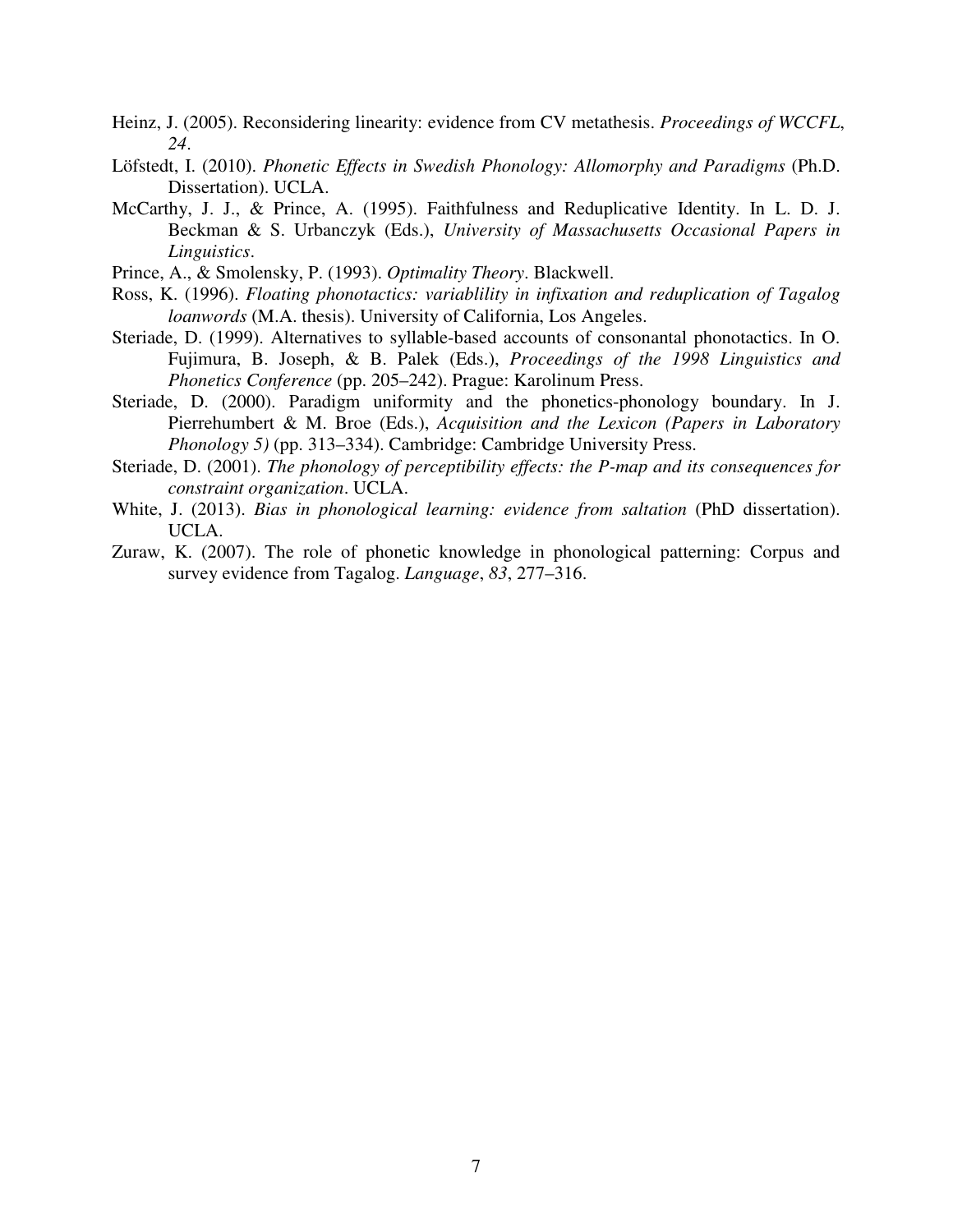Heinz, J. (2005). Reconsidering linearity: evidence from CV metathesis. *Proceedings of WCCFL*, *24*.

Löfstedt, I. (2010). *Phonetic Effects in Swedish Phonology: Allomorphy and Paradigms* (Ph.D. Dissertation). UCLA.

McCarthy, J. J., & Prince, A. (1995). Faithfulness and Reduplicative Identity. In L. D. J. Beckman & S. Urbanczyk (Eds.), *University of Massachusetts Occasional Papers in Linguistics*.

Prince, A., & Smolensky, P. (1993). *Optimality Theory*. Blackwell.

Ross, K. (1996). *Floating phonotactics: variablility in infixation and reduplication of Tagalog loanwords* (M.A. thesis). University of California, Los Angeles.

Steriade, D. (1999). Alternatives to syllable-based accounts of consonantal phonotactics. In O. Fujimura, B. Joseph, & B. Palek (Eds.), *Proceedings of the 1998 Linguistics and Phonetics Conference* (pp. 205–242). Prague: Karolinum Press.

Steriade, D. (2000). Paradigm uniformity and the phonetics-phonology boundary. In J. Pierrehumbert & M. Broe (Eds.), *Acquisition and the Lexicon (Papers in Laboratory Phonology 5)* (pp. 313–334). Cambridge: Cambridge University Press.

Steriade, D. (2001). *The phonology of perceptibility effects: the P-map and its consequences for constraint organization*. UCLA.

White, J. (2013). *Bias in phonological learning: evidence from saltation* (PhD dissertation). UCLA.

Zuraw, K. (2007). The role of phonetic knowledge in phonological patterning: Corpus and survey evidence from Tagalog. *Language*, *83*, 277–316.